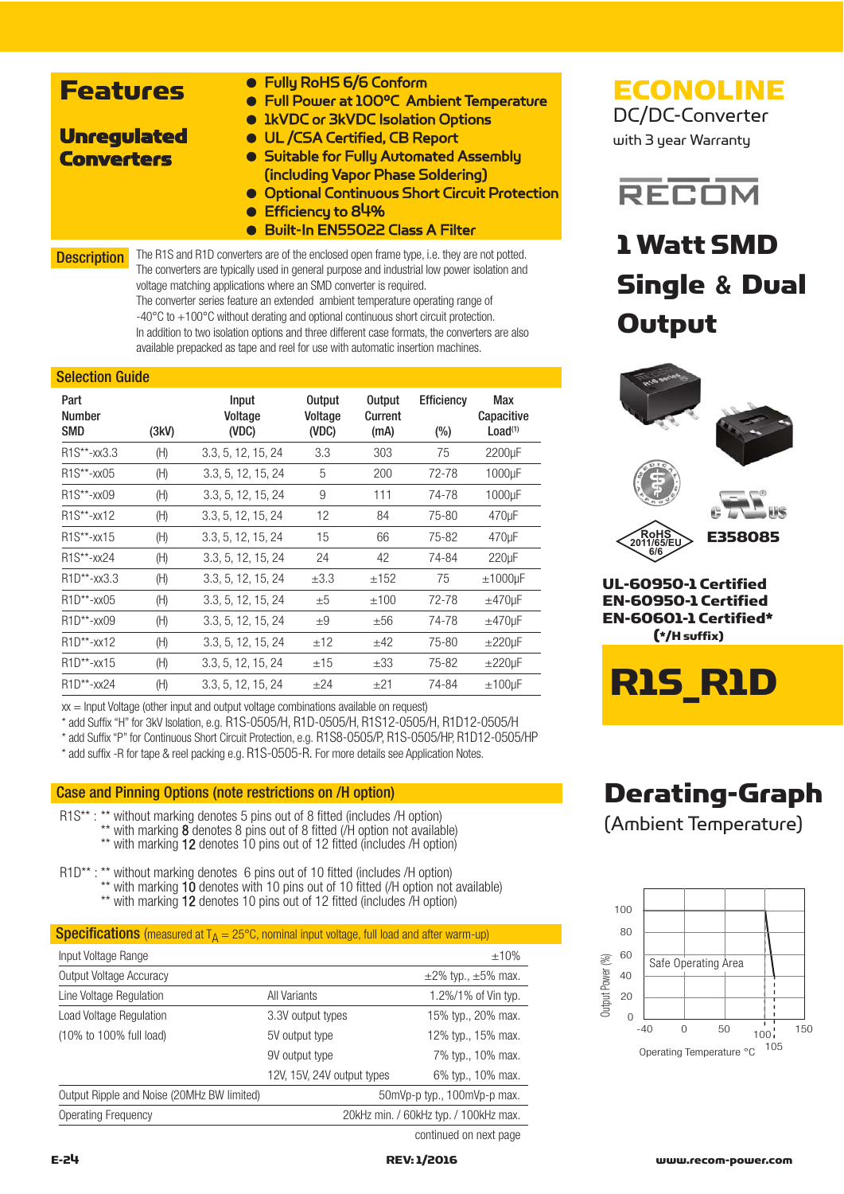# ECONOLINE

DC/DC-Converter

with 3 year Warranty

RECOM

## 1 Watt SMD Single & Dual Output

UL-60950-1 Certified
EN-60950-1 Certified
EN-60601-1 Certified*
(*/H suffix)

E358085

# R1S_R1D

## Features

### Unregulated Converters

- Fully RoHS 6/6 Conform
- Full Power at 100°C Ambient Temperature
- 1kVDC or 3kVDC Isolation Options
- UL /CSA Certified, CB Report
- Suitable for Fully Automated Assembly (including Vapor Phase Soldering)
- Optional Continuous Short Circuit Protection
- Efficiency to 84%
- Built-In EN55022 Class A Filter

## Description

The R1S and R1D converters are of the enclosed open frame type, i.e. they are not potted. The converters are typically used in general purpose and industrial low power isolation and voltage matching applications where an SMD converter is required.
The converter series feature an extended ambient temperature operating range of -40°C to +100°C without derating and optional continuous short circuit protection.
In addition to two isolation options and three different case formats, the converters are also available prepacked as tape and reel for use with automatic insertion machines.

## Selection Guide

| Part Number SMD | (3kV) | Input Voltage (VDC) | Output Voltage (VDC) | Output Current (mA) | Efficiency (%) | Max Capacitive Load[(1)] |
|---|---|---|---|---|---|---|
| R1S**-xx3.3 | (H) | 3.3, 5, 12, 15, 24 | 3.3 | 303 | 75 | 2200µF |
| R1S**-xx05 | (H) | 3.3, 5, 12, 15, 24 | 5 | 200 | 72-78 | 1000µF |
| R1S**-xx09 | (H) | 3.3, 5, 12, 15, 24 | 9 | 111 | 74-78 | 1000µF |
| R1S**-xx12 | (H) | 3.3, 5, 12, 15, 24 | 12 | 84 | 75-80 | 470µF |
| R1S**-xx15 | (H) | 3.3, 5, 12, 15, 24 | 15 | 66 | 75-82 | 470µF |
| R1S**-xx24 | (H) | 3.3, 5, 12, 15, 24 | 24 | 42 | 74-84 | 220µF |
| R1D**-xx3.3 | (H) | 3.3, 5, 12, 15, 24 | ±3.3 | ±152 | 75 | ±1000µF |
| R1D**-xx05 | (H) | 3.3, 5, 12, 15, 24 | ±5 | ±100 | 72-78 | ±470µF |
| R1D**-xx09 | (H) | 3.3, 5, 12, 15, 24 | ±9 | ±56 | 74-78 | ±470µF |
| R1D**-xx12 | (H) | 3.3, 5, 12, 15, 24 | ±12 | ±42 | 75-80 | ±220µF |
| R1D**-xx15 | (H) | 3.3, 5, 12, 15, 24 | ±15 | ±33 | 75-82 | ±220µF |
| R1D**-xx24 | (H) | 3.3, 5, 12, 15, 24 | ±24 | ±21 | 74-84 | ±100µF |

xx = Input Voltage (other input and output voltage combinations available on request)
* add Suffix "H" for 3kV Isolation, e.g. R1S-0505/H, R1D-0505/H, R1S12-0505/H, R1D12-0505/H
* add Suffix "P" for Continuous Short Circuit Protection, e.g. R1S8-0505/P, R1S-0505/HP, R1D12-0505/HP
* add suffix -R for tape & reel packing e.g. R1S-0505-R. For more details see Application Notes.

## Case and Pinning Options (note restrictions on /H option)

R1S** : ** without marking denotes 5 pins out of 8 fitted (includes /H option)
** with marking **8** denotes 8 pins out of 8 fitted (/H option not available)
** with marking **12** denotes 10 pins out of 12 fitted (includes /H option)

R1D** : ** without marking denotes 6 pins out of 10 fitted (includes /H option)
** with marking **10** denotes with 10 pins out of 10 fitted (/H option not available)
** with marking **12** denotes 10 pins out of 12 fitted (includes /H option)

## Specifications (measured at $T_A$ = 25°C, nominal input voltage, full load and after warm-up)

| Parameter | Condition | Value |
|---|---|---|
| Input Voltage Range | | ±10% |
| Output Voltage Accuracy | | ±2% typ., ±5% max. |
| Line Voltage Regulation | All Variants | 1.2%/1% of Vin typ. |
| Load Voltage Regulation | 3.3V output types | 15% typ., 20% max. |
| (10% to 100% full load) | 5V output type | 12% typ., 15% max. |
| | 9V output type | 7% typ., 10% max. |
| | 12V, 15V, 24V output types | 6% typ., 10% max. |
| Output Ripple and Noise (20MHz BW limited) | | 50mVp-p typ., 100mVp-p max. |
| Operating Frequency | | 20kHz min. / 60kHz typ. / 100kHz max. |

continued on next page

## Derating-Graph

(Ambient Temperature)

Output Power (%) vs. Operating Temperature °C — Safe Operating Area (100% up to 100°C, derating to 0% at 105°C)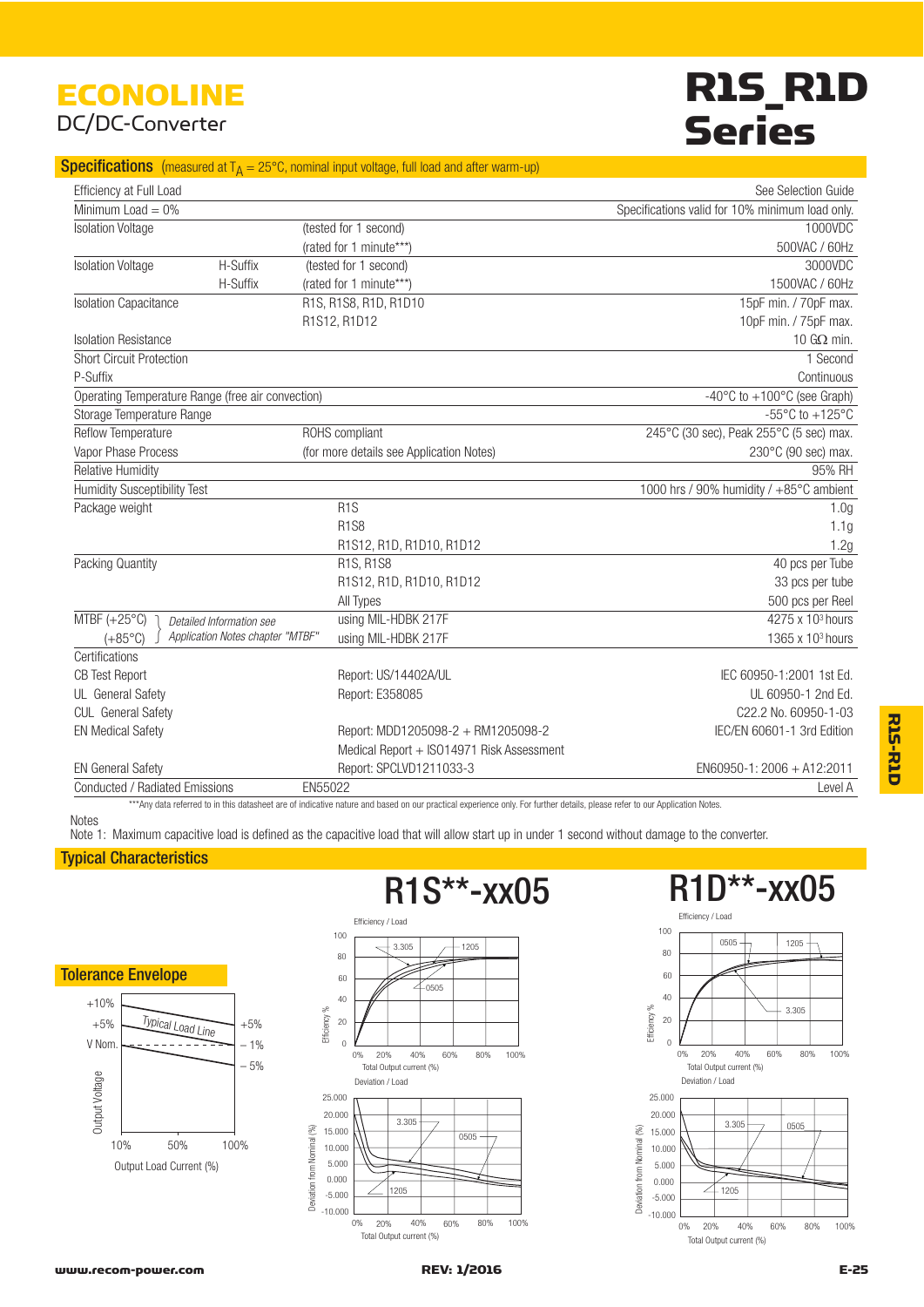# ECONOLINE

DC/DC-Converter

# R1S_R1D Series

## Specifications (measured at $T_A$ = 25°C, nominal input voltage, full load and after warm-up)

| | | | |
|---|---|---|---|
| Efficiency at Full Load | | | See Selection Guide |
| Minimum Load = 0% | | | Specifications valid for 10% minimum load only. |
| Isolation Voltage | | (tested for 1 second) | 1000VDC |
| | | (rated for 1 minute***) | 500VAC / 60Hz |
| Isolation Voltage | H-Suffix | (tested for 1 second) | 3000VDC |
| | H-Suffix | (rated for 1 minute***) | 1500VAC / 60Hz |
| Isolation Capacitance | | R1S, R1S8, R1D, R1D10 | 15pF min. / 70pF max. |
| | | R1S12, R1D12 | 10pF min. / 75pF max. |
| Isolation Resistance | | | 10 GΩ min. |
| Short Circuit Protection | | | 1 Second |
| P-Suffix | | | Continuous |
| Operating Temperature Range (free air convection) | | | -40°C to +100°C (see Graph) |
| Storage Temperature Range | | | -55°C to +125°C |
| Reflow Temperature | | ROHS compliant | 245°C (30 sec), Peak 255°C (5 sec) max. |
| Vapor Phase Process | | (for more details see Application Notes) | 230°C (90 sec) max. |
| Relative Humidity | | | 95% RH |
| Humidity Susceptibility Test | | | 1000 hrs / 90% humidity / +85°C ambient |
| Package weight | | R1S | 1.0g |
| | | R1S8 | 1.1g |
| | | R1S12, R1D, R1D10, R1D12 | 1.2g |
| Packing Quantity | | R1S, R1S8 | 40 pcs per Tube |
| | | R1S12, R1D, R1D10, R1D12 | 33 pcs per tube |
| | | All Types | 500 pcs per Reel |
| MTBF (+25°C) | *Detailed Information see* | using MIL-HDBK 217F | 4275 x $10^3$ hours |
| (+85°C) | *Application Notes chapter "MTBF"* | using MIL-HDBK 217F | 1365 x $10^3$ hours |
| Certifications | | | |
| CB Test Report | | Report: US/14402A/UL | IEC 60950-1:2001 1st Ed. |
| UL General Safety | | Report: E358085 | UL 60950-1 2nd Ed. |
| CUL General Safety | | | C22.2 No. 60950-1-03 |
| EN Medical Safety | | Report: MDD1205098-2 + RM1205098-2 | IEC/EN 60601-1 3rd Edition |
| | | Medical Report + ISO14971 Risk Assessment | |
| EN General Safety | | Report: SPCLVD1211033-3 | EN60950-1: 2006 + A12:2011 |
| Conducted / Radiated Emissions | | EN55022 | Level A |

***Any data referred to in this datasheet are of indicative nature and based on our practical experience only. For further details, please refer to our Application Notes.

Notes

Note 1: Maximum capacitive load is defined as the capacitive load that will allow start up in under 1 second without damage to the converter.

## Typical Characteristics

### Tolerance Envelope

+10%, +5%, V Nom.; Typical Load Line; +5%, – 1%, – 5%

Output Voltage vs. Output Load Current (%): 10%, 50%, 100%

### R1S**-xx05

Efficiency / Load (Efficiency % vs. Total Output current (%)): 3.305, 1205, 0505

Deviation / Load (Deviation from Nominal (%) vs. Total Output current (%)): 3.305, 0505, 1205

### R1D**-xx05

Efficiency / Load (Efficiency % vs. Total Output current (%)): 0505, 1205, 3.305

Deviation / Load (Deviation from Nominal (%) vs. Total Output current (%)): 3.305, 0505, 1205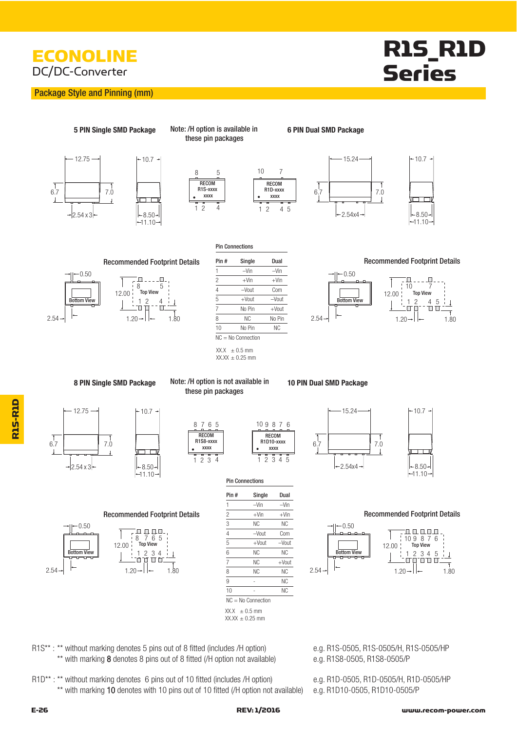# ECONOLINE

DC/DC-Converter

# R1S_R1D Series

## Package Style and Pinning (mm)

### 5 PIN Single SMD Package

Note: /H option is available in these pin packages

### 6 PIN Dual SMD Package

12.75, 10.7, 6.7, 7.0, 2.54 x 3, 8.50, 11.10

RECOM R1S-xxxx xxxx — pins 8, 5 (top); 1, 2, 4 (bottom)

RECOM R1D-xxxx xxxx — pins 10, 7 (top); 1, 2, 4, 5 (bottom)

15.24, 10.7, 6.7, 7.0, 2.54x4, 8.50, 11.10

#### Recommended Footprint Details

0.50, 2.54, 12.00, 1.20, 1.80 — Bottom View / Top View

**Pin Connections**

| Pin # | Single | Dual |
|---|---|---|
| 1 | –Vin | –Vin |
| 2 | +Vin | +Vin |
| 4 | –Vout | Com |
| 5 | +Vout | –Vout |
| 7 | No Pin | +Vout |
| 8 | NC | No Pin |
| 10 | No Pin | NC |

NC = No Connection

XX.X ± 0.5 mm
XX.XX ± 0.25 mm

#### Recommended Footprint Details

0.50, 2.54, 12.00, 1.20, 1.80 — Bottom View / Top View

### 8 PIN Single SMD Package

Note: /H option is not available in these pin packages

### 10 PIN Dual SMD Package

12.75, 10.7, 6.7, 7.0, 2.54 x 3, 8.50, 11.10

RECOM R1S8-xxxx xxxx — pins 8, 7, 6, 5 (top); 1, 2, 3, 4 (bottom)

RECOM R1D10-xxxx xxxx — pins 10, 9, 8, 7, 6 (top); 1, 2, 3, 4, 5 (bottom)

15.24, 10.7, 6.7, 7.0, 2.54x4, 8.50, 11.10

#### Recommended Footprint Details

0.50, 2.54, 12.00, 1.20, 1.80 — Bottom View / Top View

**Pin Connections**

| Pin # | Single | Dual |
|---|---|---|
| 1 | –Vin | –Vin |
| 2 | +Vin | +Vin |
| 3 | NC | NC |
| 4 | –Vout | Com |
| 5 | +Vout | –Vout |
| 6 | NC | NC |
| 7 | NC | +Vout |
| 8 | NC | NC |
| 9 | - | NC |
| 10 | - | NC |

NC = No Connection

XX.X ± 0.5 mm
XX.XX ± 0.25 mm

#### Recommended Footprint Details

0.50, 2.54, 12.00, 1.20, 1.80 — Bottom View / Top View

R1S** : ** without marking denotes 5 pins out of 8 fitted (includes /H option) — e.g. R1S-0505, R1S-0505/H, R1S-0505/HP
** with marking **8** denotes 8 pins out of 8 fitted (/H option not available) — e.g. R1S8-0505, R1S8-0505/P

R1D** : ** without marking denotes 6 pins out of 10 fitted (includes /H option) — e.g. R1D-0505, R1D-0505/H, R1D-0505/HP
** with marking **10** denotes with 10 pins out of 10 fitted (/H option not available) — e.g. R1D10-0505, R1D10-0505/P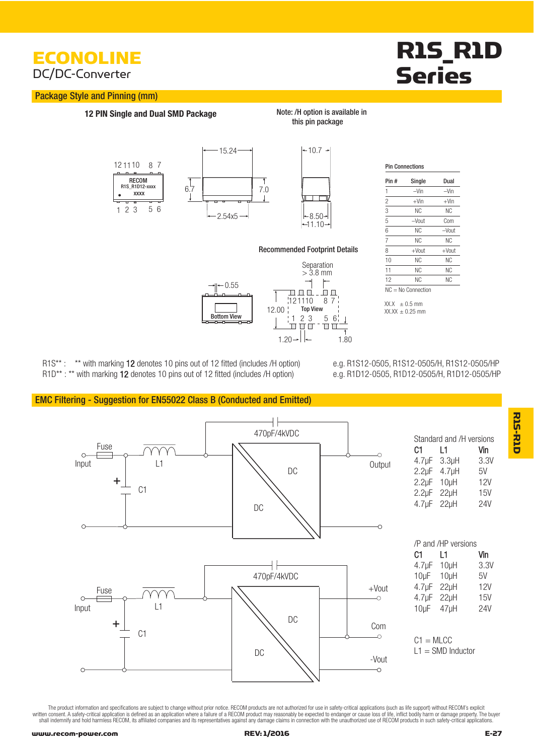# ECONOLINE

DC/DC-Converter

# R1S_R1D Series

## Package Style and Pinning (mm)

### 12 PIN Single and Dual SMD Package

Note: /H option is available in this pin package

12 11 10 8 7
RECOM
R1S_R1D12-xxxx
XXXX
1 2 3 5 6

15.24
6.7
7.0
2.54x5

10.7
8.50
11.10

0.55
Bottom View

Recommended Footprint Details

Separation > 3.8 mm
12 11 10 8 7
Top View
1 2 3 5 6
12.00
1.20
1.80

**Pin Connections**

| Pin # | Single | Dual |
|---|---|---|
| 1 | –Vin | –Vin |
| 2 | +Vin | +Vin |
| 3 | NC | NC |
| 5 | –Vout | Com |
| 6 | NC | –Vout |
| 7 | NC | NC |
| 8 | +Vout | +Vout |
| 10 | NC | NC |
| 11 | NC | NC |
| 12 | NC | NC |

NC = No Connection

XX.X ± 0.5 mm
XX.XX ± 0.25 mm

R1S** : ** with marking **12** denotes 10 pins out of 12 fitted (includes /H option) e.g. R1S12-0505, R1S12-0505/H, R1S12-0505/HP

R1D** : ** with marking **12** denotes 10 pins out of 12 fitted (includes /H option) e.g. R1D12-0505, R1D12-0505/H, R1D12-0505/HP

## EMC Filtering - Suggestion for EN55022 Class B (Conducted and Emitted)

Input
Fuse
L1
C1
470pF/4kVDC
DC
DC
Output

Standard and /H versions

| C1 | L1 | Vin |
|---|---|---|
| 4.7µF | 3.3µH | 3.3V |
| 2.2µF | 4.7µH | 5V |
| 2.2µF | 10µH | 12V |
| 2.2µF | 22µH | 15V |
| 4.7µF | 22µH | 24V |

Input
Fuse
L1
C1
470pF/4kVDC
DC
DC
+Vout
Com
-Vout

/P and /HP versions

| C1 | L1 | Vin |
|---|---|---|
| 4.7µF | 10µH | 3.3V |
| 10µF | 10µH | 5V |
| 4.7µF | 22µH | 12V |
| 4.7µF | 22µH | 15V |
| 10µF | 47µH | 24V |

C1 = MLCC
L1 = SMD Inductor

The product information and specifications are subject to change without prior notice. RECOM products are not authorized for use in safety-critical applications (such as life support) without RECOM's explicit written consent. A safety-critical application is defined as an application where a failure of a RECOM product may reasonably be expected to endanger or cause loss of life, inflict bodily harm or damage property. The buyer shall indemnify and hold harmless RECOM, its affiliated companies and its representatives against any damage claims in connection with the unauthorized use of RECOM products in such safety-critical applications.